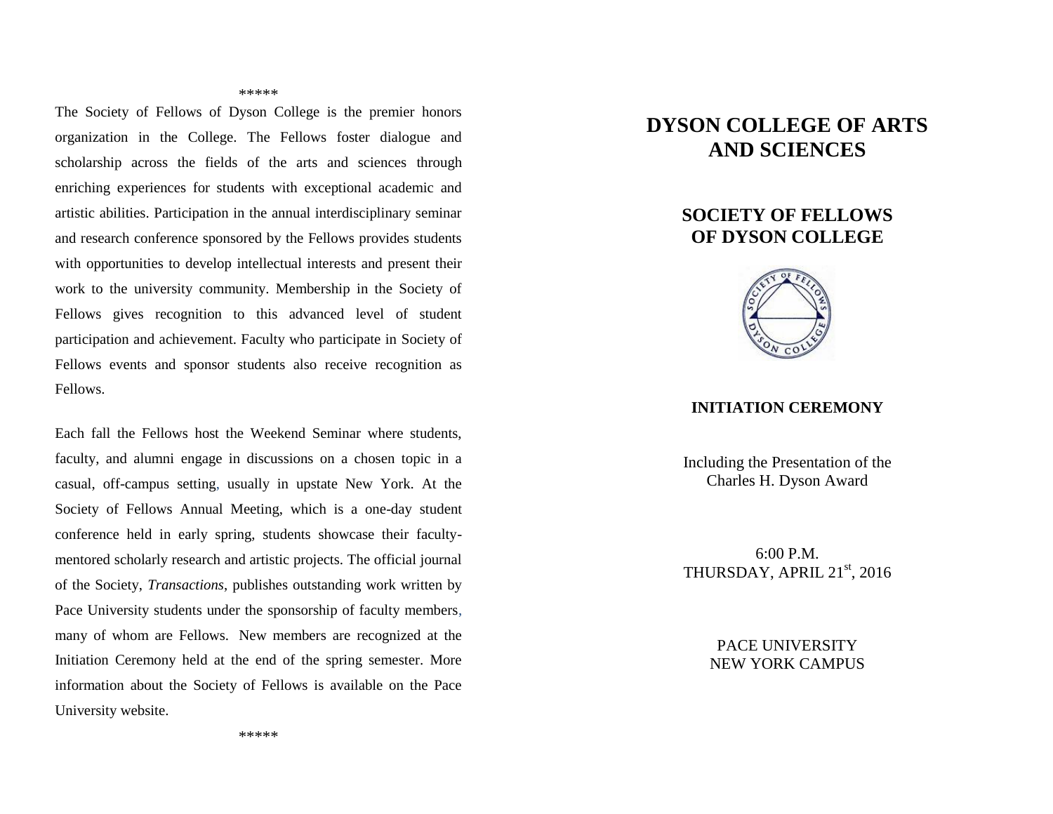\*\*\*\*\*

The Society of Fellows of Dyson College is the premier honors organization in the College. The Fellows foster dialogue and scholarship across the fields of the arts and sciences through enriching experiences for students with exceptional academic and artistic abilities. Participation in the annual interdisciplinary seminar and research conference sponsored by the Fellows provides students with opportunities to develop intellectual interests and present their work to the university community. Membership in the Society of Fellows gives recognition to this advanced level of student participation and achievement. Faculty who participate in Society of Fellows events and sponsor students also receive recognition as Fellows.

Each fall the Fellows host the Weekend Seminar where students, faculty, and alumni engage in discussions on a chosen topic in a casual, off-campus setting, usually in upstate New York. At the Society of Fellows Annual Meeting, which is a one-day student conference held in early spring, students showcase their faculty-mentored scholarly research and artistic projects. The official journal of the Society, *Transactions*, publishes outstanding work written by Pace University students under the sponsorship of faculty members, many of whom are Fellows. New members are recognized at the Initiation Ceremony held at the end of the spring semester. More information about the Society of Fellows is available on the Pace University website.

\*\*\*\*\*

# DYSON COLLEGE OF ARTS AND SCIENCES

## SOCIETY OF FELLOWS OF DYSON COLLEGE

### INITIATION CEREMONY

Including the Presentation of the Charles H. Dyson Award

6:00 P.M.
THURSDAY, APRIL 21st, 2016

PACE UNIVERSITY
NEW YORK CAMPUS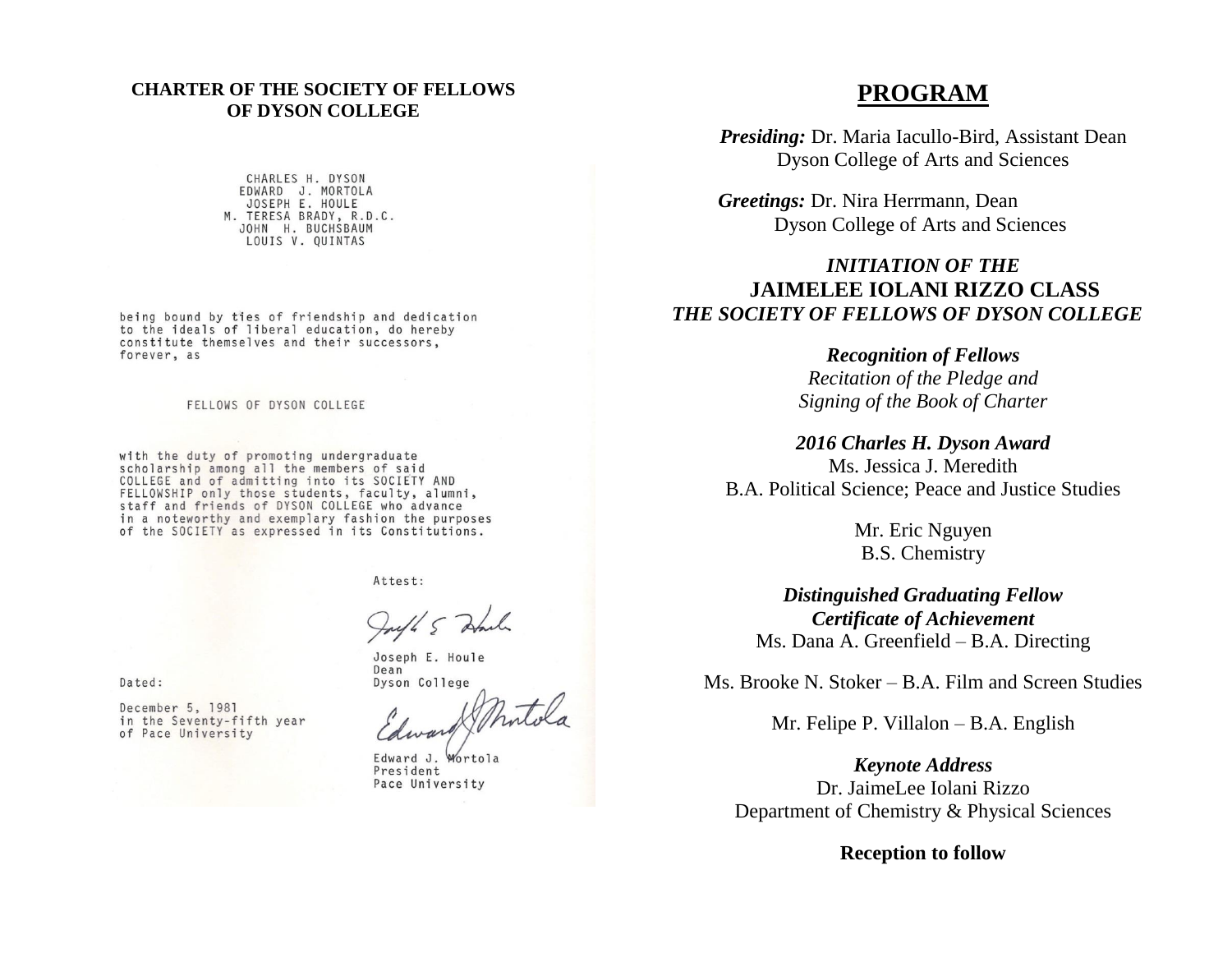**CHARTER OF THE SOCIETY OF FELLOWS OF DYSON COLLEGE**

CHARLES H. DYSON
EDWARD J. MORTOLA
JOSEPH E. HOULE
M. TERESA BRADY, R.D.C.
JOHN H. BUCHSBAUM
LOUIS V. QUINTAS

being bound by ties of friendship and dedication to the ideals of liberal education, do hereby constitute themselves and their successors, forever, as

FELLOWS OF DYSON COLLEGE

with the duty of promoting undergraduate scholarship among all the members of said COLLEGE and of admitting into its SOCIETY AND FELLOWSHIP only those students, faculty, alumni, staff and friends of DYSON COLLEGE who advance in a noteworthy and exemplary fashion the purposes of the SOCIETY as expressed in its Constitutions.

Attest:

Joseph E. Houle
Dean
Dyson College

Dated:

December 5, 1981
in the Seventy-fifth year
of Pace University

Edward J. Mortola
President
Pace University

## PROGRAM

***Presiding:*** Dr. Maria Iacullo-Bird, Assistant Dean
Dyson College of Arts and Sciences

***Greetings:*** Dr. Nira Herrmann, Dean
Dyson College of Arts and Sciences

***INITIATION OF THE***
**JAIMELEE IOLANI RIZZO CLASS**
***THE SOCIETY OF FELLOWS OF DYSON COLLEGE***

***Recognition of Fellows***
*Recitation of the Pledge and*
*Signing of the Book of Charter*

***2016 Charles H. Dyson Award***
Ms. Jessica J. Meredith
B.A. Political Science; Peace and Justice Studies

Mr. Eric Nguyen
B.S. Chemistry

***Distinguished Graduating Fellow***
***Certificate of Achievement***
Ms. Dana A. Greenfield – B.A. Directing

Ms. Brooke N. Stoker – B.A. Film and Screen Studies

Mr. Felipe P. Villalon – B.A. English

***Keynote Address***
Dr. JaimeLee Iolani Rizzo
Department of Chemistry & Physical Sciences

**Reception to follow**